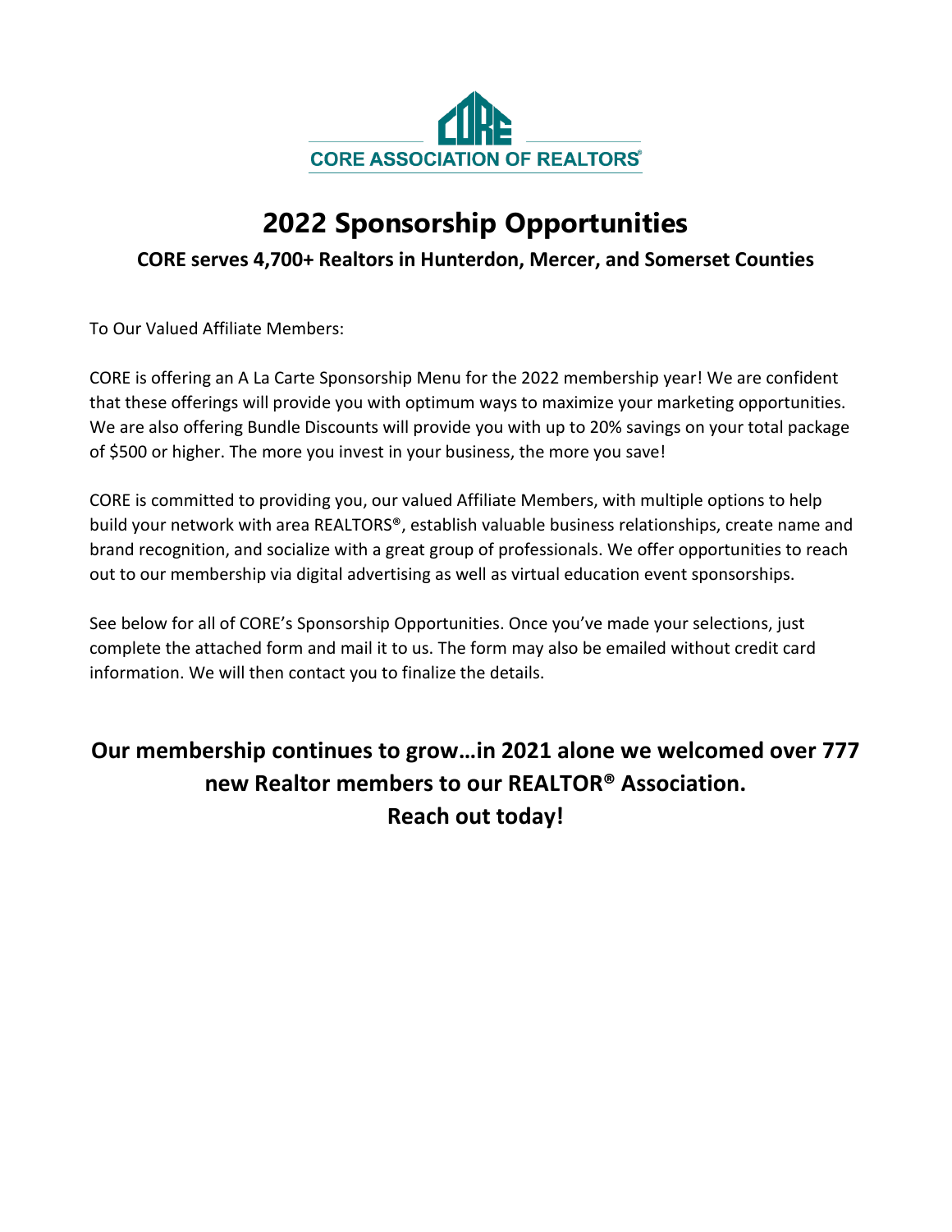CORE ASSOCIATION OF REALTORS®

# 2022 Sponsorship Opportunities

### CORE serves 4,700+ Realtors in Hunterdon, Mercer, and Somerset Counties

To Our Valued Affiliate Members:

CORE is offering an A La Carte Sponsorship Menu for the 2022 membership year! We are confident that these offerings will provide you with optimum ways to maximize your marketing opportunities. We are also offering Bundle Discounts will provide you with up to 20% savings on your total package of $500 or higher. The more you invest in your business, the more you save!

CORE is committed to providing you, our valued Affiliate Members, with multiple options to help build your network with area REALTORS®, establish valuable business relationships, create name and brand recognition, and socialize with a great group of professionals. We offer opportunities to reach out to our membership via digital advertising as well as virtual education event sponsorships.

See below for all of CORE's Sponsorship Opportunities. Once you've made your selections, just complete the attached form and mail it to us. The form may also be emailed without credit card information. We will then contact you to finalize the details.

## Our membership continues to grow…in 2021 alone we welcomed over 777 new Realtor members to our REALTOR® Association. Reach out today!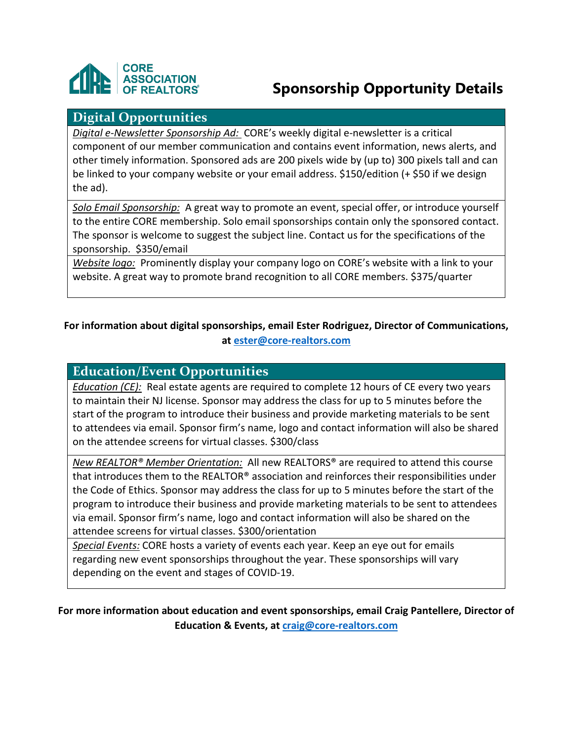CORE ASSOCIATION OF REALTORS®

# Sponsorship Opportunity Details

## Digital Opportunities

*Digital e-Newsletter Sponsorship Ad:* CORE's weekly digital e-newsletter is a critical component of our member communication and contains event information, news alerts, and other timely information. Sponsored ads are 200 pixels wide by (up to) 300 pixels tall and can be linked to your company website or your email address. $150/edition (+ $50 if we design the ad).

*Solo Email Sponsorship:* A great way to promote an event, special offer, or introduce yourself to the entire CORE membership. Solo email sponsorships contain only the sponsored contact. The sponsor is welcome to suggest the subject line. Contact us for the specifications of the sponsorship. $350/email

*Website logo:* Prominently display your company logo on CORE's website with a link to your website. A great way to promote brand recognition to all CORE members. $375/quarter

**For information about digital sponsorships, email Ester Rodriguez, Director of Communications, at [ester@core-realtors.com](mailto:ester@core-realtors.com)**

## Education/Event Opportunities

*Education (CE):* Real estate agents are required to complete 12 hours of CE every two years to maintain their NJ license. Sponsor may address the class for up to 5 minutes before the start of the program to introduce their business and provide marketing materials to be sent to attendees via email. Sponsor firm's name, logo and contact information will also be shared on the attendee screens for virtual classes. $300/class

*New REALTOR® Member Orientation:* All new REALTORS® are required to attend this course that introduces them to the REALTOR® association and reinforces their responsibilities under the Code of Ethics. Sponsor may address the class for up to 5 minutes before the start of the program to introduce their business and provide marketing materials to be sent to attendees via email. Sponsor firm's name, logo and contact information will also be shared on the attendee screens for virtual classes. $300/orientation

*Special Events:* CORE hosts a variety of events each year. Keep an eye out for emails regarding new event sponsorships throughout the year. These sponsorships will vary depending on the event and stages of COVID-19.

**For more information about education and event sponsorships, email Craig Pantellere, Director of Education & Events, at [craig@core-realtors.com](mailto:craig@core-realtors.com)**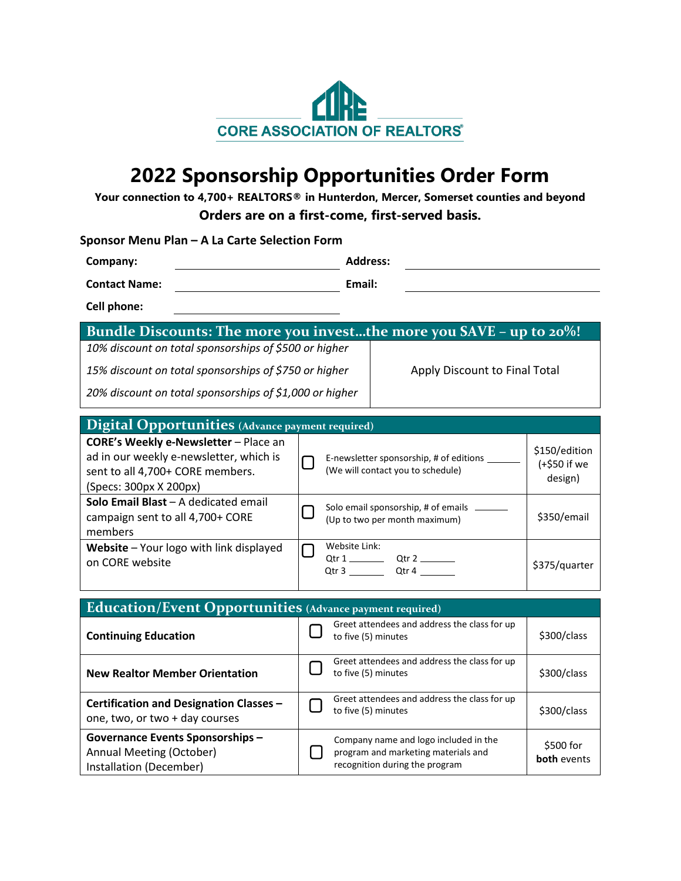CORE ASSOCIATION OF REALTORS®

# 2022 Sponsorship Opportunities Order Form

**Your connection to 4,700+ REALTORS® in Hunterdon, Mercer, Somerset counties and beyond**

**Orders are on a first-come, first-served basis.**

**Sponsor Menu Plan – A La Carte Selection Form**

**Company:** ______________________ **Address:** ______________________

**Contact Name:** ______________________ **Email:** ______________________

**Cell phone:** ______________________

| Bundle Discounts: The more you invest…the more you SAVE – up to 20%! | |
|---|---|
| *10% discount on total sponsorships of $500 or higher* | Apply Discount to Final Total |
| *15% discount on total sponsorships of $750 or higher* | |
| *20% discount on total sponsorships of $1,000 or higher* | |

| Digital Opportunities (Advance payment required) | | |
|---|---|---|
| **CORE's Weekly e-Newsletter** – Place an ad in our weekly e-newsletter, which is sent to all 4,700+ CORE members. (Specs: 300px X 200px) | ☐ E-newsletter sponsorship, # of editions _____ (We will contact you to schedule) | $150/edition (+$50 if we design) |
| **Solo Email Blast** – A dedicated email campaign sent to all 4,700+ CORE members | ☐ Solo email sponsorship, # of emails _____ (Up to two per month maximum) | $350/email |
| **Website** – Your logo with link displayed on CORE website | ☐ Website Link: Qtr 1 _____ Qtr 2 _____ Qtr 3 _____ Qtr 4 _____ | $375/quarter |

| Education/Event Opportunities (Advance payment required) | | |
|---|---|---|
| **Continuing Education** | ☐ Greet attendees and address the class for up to five (5) minutes | $300/class |
| **New Realtor Member Orientation** | ☐ Greet attendees and address the class for up to five (5) minutes | $300/class |
| **Certification and Designation Classes –** one, two, or two + day courses | ☐ Greet attendees and address the class for up to five (5) minutes | $300/class |
| **Governance Events Sponsorships –** Annual Meeting (October) Installation (December) | ☐ Company name and logo included in the program and marketing materials and recognition during the program | $500 for **both** events |